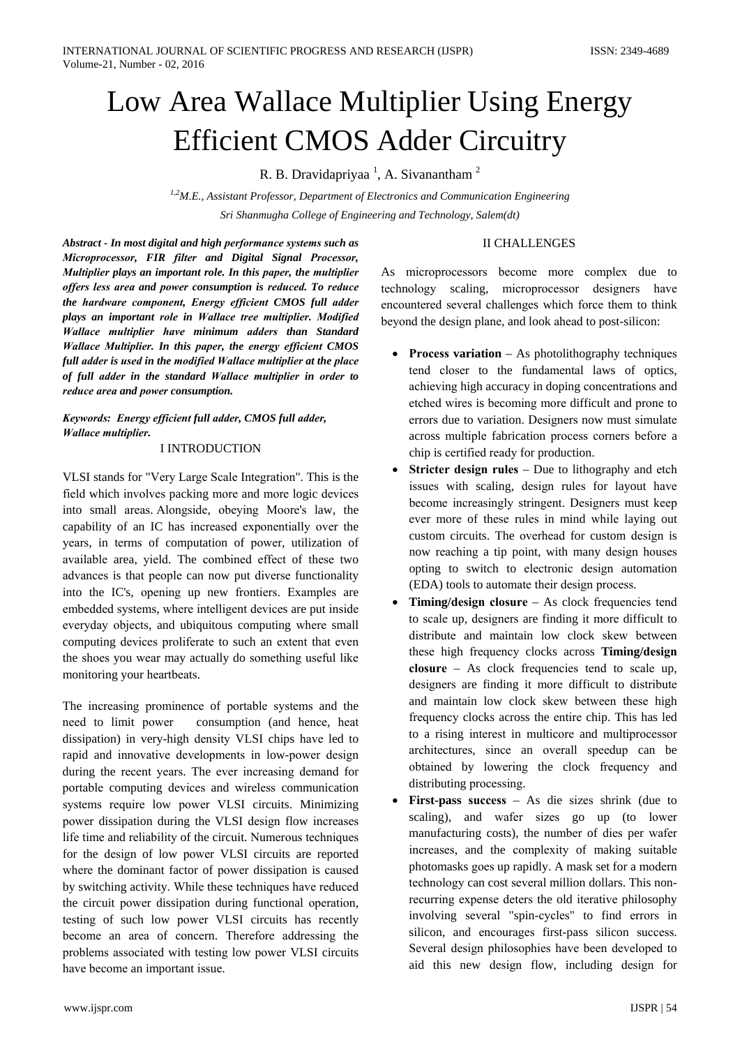# Low Area Wallace Multiplier Using Energy Efficient CMOS Adder Circuitry

R. B. Dravidapriyaa [1], A. Sivanantham [2]

*[1,2]M.E., Assistant Professor, Department of Electronics and Communication Engineering*

*Sri Shanmugha College of Engineering and Technology, Salem(dt)*

***Abstract - In most digital and high performance systems such as Microprocessor, FIR filter and Digital Signal Processor, Multiplier plays an important role. In this paper, the multiplier offers less area and power consumption is reduced. To reduce the hardware component, Energy efficient CMOS full adder plays an important role in Wallace tree multiplier. Modified Wallace multiplier have minimum adders than Standard Wallace Multiplier. In this paper, the energy efficient CMOS full adder is used in the modified Wallace multiplier at the place of full adder in the standard Wallace multiplier in order to reduce area and power consumption.***

***Keywords: Energy efficient full adder, CMOS full adder, Wallace multiplier.***

## I INTRODUCTION

VLSI stands for "Very Large Scale Integration". This is the field which involves packing more and more logic devices into small areas. Alongside, obeying Moore's law, the capability of an IC has increased exponentially over the years, in terms of computation of power, utilization of available area, yield. The combined effect of these two advances is that people can now put diverse functionality into the IC's, opening up new frontiers. Examples are embedded systems, where intelligent devices are put inside everyday objects, and ubiquitous computing where small computing devices proliferate to such an extent that even the shoes you wear may actually do something useful like monitoring your heartbeats.

The increasing prominence of portable systems and the need to limit power consumption (and hence, heat dissipation) in very-high density VLSI chips have led to rapid and innovative developments in low-power design during the recent years. The ever increasing demand for portable computing devices and wireless communication systems require low power VLSI circuits. Minimizing power dissipation during the VLSI design flow increases life time and reliability of the circuit. Numerous techniques for the design of low power VLSI circuits are reported where the dominant factor of power dissipation is caused by switching activity. While these techniques have reduced the circuit power dissipation during functional operation, testing of such low power VLSI circuits has recently become an area of concern. Therefore addressing the problems associated with testing low power VLSI circuits have become an important issue.

## II CHALLENGES

As microprocessors become more complex due to technology scaling, microprocessor designers have encountered several challenges which force them to think beyond the design plane, and look ahead to post-silicon:

- **Process variation** – As photolithography techniques tend closer to the fundamental laws of optics, achieving high accuracy in doping concentrations and etched wires is becoming more difficult and prone to errors due to variation. Designers now must simulate across multiple fabrication process corners before a chip is certified ready for production.
- **Stricter design rules** – Due to lithography and etch issues with scaling, design rules for layout have become increasingly stringent. Designers must keep ever more of these rules in mind while laying out custom circuits. The overhead for custom design is now reaching a tip point, with many design houses opting to switch to electronic design automation (EDA) tools to automate their design process.
- **Timing/design closure** – As clock frequencies tend to scale up, designers are finding it more difficult to distribute and maintain low clock skew between these high frequency clocks across **Timing/design closure** – As clock frequencies tend to scale up, designers are finding it more difficult to distribute and maintain low clock skew between these high frequency clocks across the entire chip. This has led to a rising interest in multicore and multiprocessor architectures, since an overall speedup can be obtained by lowering the clock frequency and distributing processing.
- **First-pass success** – As die sizes shrink (due to scaling), and wafer sizes go up (to lower manufacturing costs), the number of dies per wafer increases, and the complexity of making suitable photomasks goes up rapidly. A mask set for a modern technology can cost several million dollars. This non-recurring expense deters the old iterative philosophy involving several "spin-cycles" to find errors in silicon, and encourages first-pass silicon success. Several design philosophies have been developed to aid this new design flow, including design for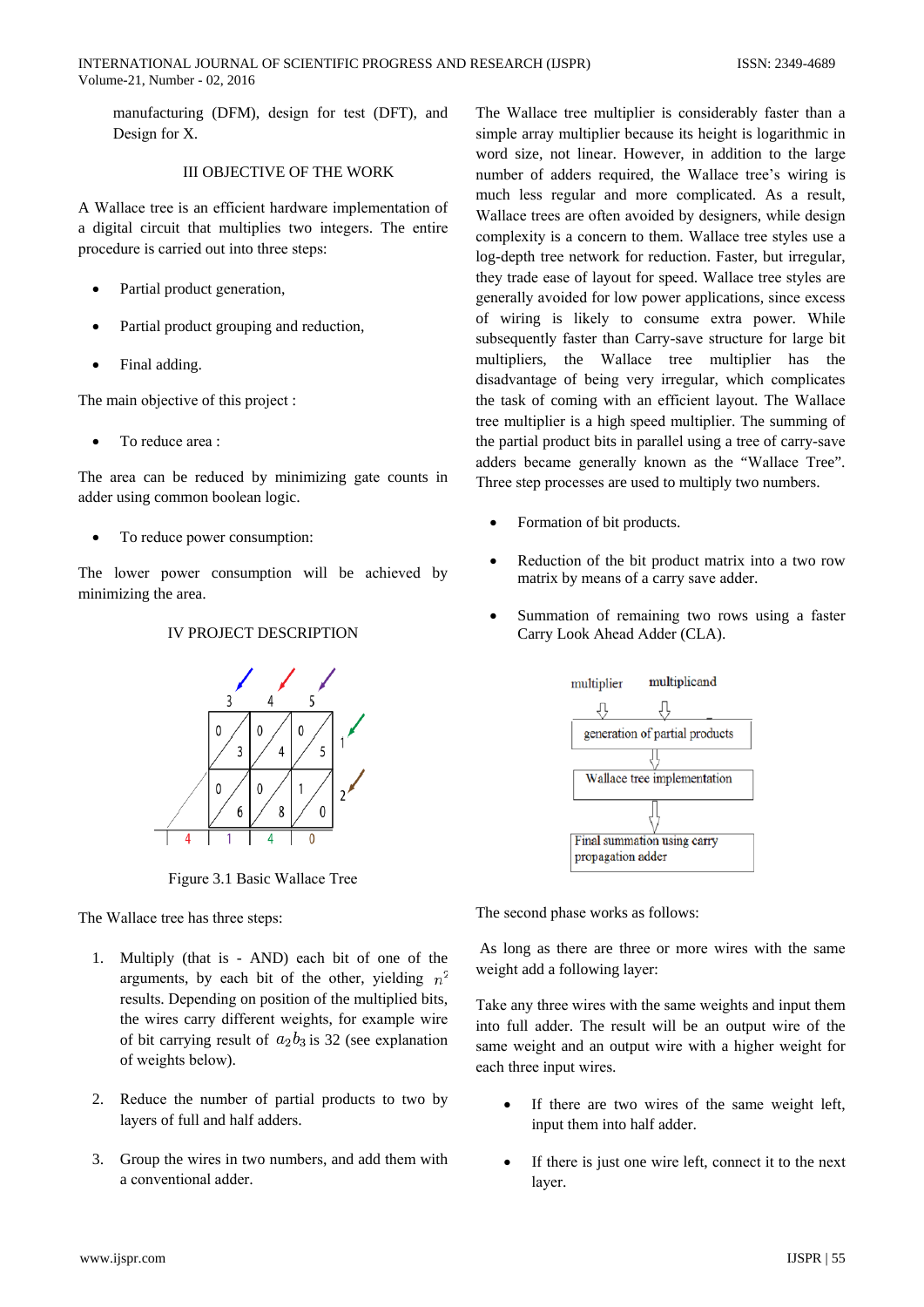manufacturing (DFM), design for test (DFT), and Design for X.

## III OBJECTIVE OF THE WORK

A Wallace tree is an efficient hardware implementation of a digital circuit that multiplies two integers. The entire procedure is carried out into three steps:

- Partial product generation,
- Partial product grouping and reduction,
- Final adding.

The main objective of this project :

- To reduce area :

The area can be reduced by minimizing gate counts in adder using common boolean logic.

- To reduce power consumption:

The lower power consumption will be achieved by minimizing the area.

## IV PROJECT DESCRIPTION

Figure 3.1 Basic Wallace Tree

The Wallace tree has three steps:

1. Multiply (that is - AND) each bit of one of the arguments, by each bit of the other, yielding $n^2$ results. Depending on position of the multiplied bits, the wires carry different weights, for example wire of bit carrying result of $a_2b_3$ is 32 (see explanation of weights below).
2. Reduce the number of partial products to two by layers of full and half adders.
3. Group the wires in two numbers, and add them with a conventional adder.

The Wallace tree multiplier is considerably faster than a simple array multiplier because its height is logarithmic in word size, not linear. However, in addition to the large number of adders required, the Wallace tree's wiring is much less regular and more complicated. As a result, Wallace trees are often avoided by designers, while design complexity is a concern to them. Wallace tree styles use a log-depth tree network for reduction. Faster, but irregular, they trade ease of layout for speed. Wallace tree styles are generally avoided for low power applications, since excess of wiring is likely to consume extra power. While subsequently faster than Carry-save structure for large bit multipliers, the Wallace tree multiplier has the disadvantage of being very irregular, which complicates the task of coming with an efficient layout. The Wallace tree multiplier is a high speed multiplier. The summing of the partial product bits in parallel using a tree of carry-save adders became generally known as the "Wallace Tree". Three step processes are used to multiply two numbers.

- Formation of bit products.
- Reduction of the bit product matrix into a two row matrix by means of a carry save adder.
- Summation of remaining two rows using a faster Carry Look Ahead Adder (CLA).

The second phase works as follows:

As long as there are three or more wires with the same weight add a following layer:

Take any three wires with the same weights and input them into full adder. The result will be an output wire of the same weight and an output wire with a higher weight for each three input wires.

- If there are two wires of the same weight left, input them into half adder.
- If there is just one wire left, connect it to the next layer.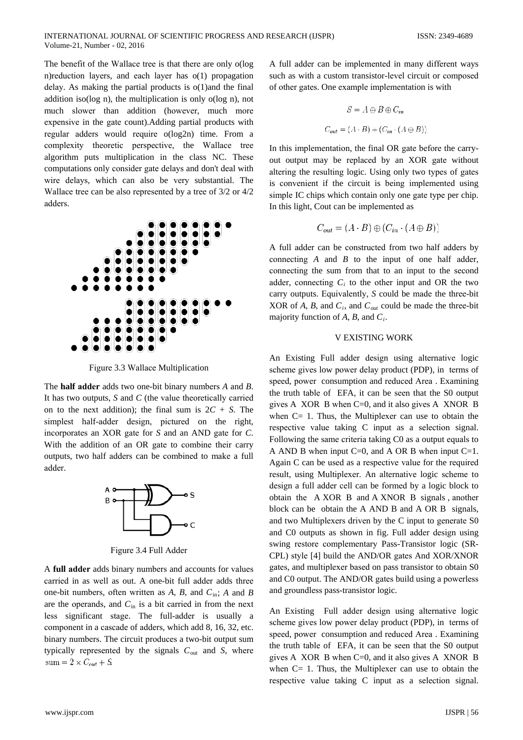The benefit of the Wallace tree is that there are only o(log n)reduction layers, and each layer has o(1) propagation delay. As making the partial products is o(1)and the final addition iso(log n), the multiplication is only o(log n), not much slower than addition (however, much more expensive in the gate count).Adding partial products with regular adders would require o(log2n) time. From a complexity theoretic perspective, the Wallace tree algorithm puts multiplication in the class NC. These computations only consider gate delays and don't deal with wire delays, which can also be very substantial. The Wallace tree can be also represented by a tree of 3/2 or 4/2 adders.

Figure 3.3 Wallace Multiplication

The **half adder** adds two one-bit binary numbers *A* and *B*. It has two outputs, *S* and *C* (the value theoretically carried on to the next addition); the final sum is 2*C* + *S*. The simplest half-adder design, pictured on the right, incorporates an XOR gate for *S* and an AND gate for *C*. With the addition of an OR gate to combine their carry outputs, two half adders can be combined to make a full adder.

Figure 3.4 Full Adder

A **full adder** adds binary numbers and accounts for values carried in as well as out. A one-bit full adder adds three one-bit numbers, often written as *A*, *B*, and $C_{in}$; *A* and *B* are the operands, and $C_{in}$ is a bit carried in from the next less significant stage. The full-adder is usually a component in a cascade of adders, which add 8, 16, 32, etc. binary numbers. The circuit produces a two-bit output sum typically represented by the signals $C_{out}$ and *S*, where $\text{sum} = 2 \times C_{out} + S$

A full adder can be implemented in many different ways such as with a custom transistor-level circuit or composed of other gates. One example implementation is with

$$S = A \oplus B \oplus C_{in}$$

$$C_{out} = (A \cdot B) + (C_{in} \cdot (A \oplus B))$$

In this implementation, the final OR gate before the carry-out output may be replaced by an XOR gate without altering the resulting logic. Using only two types of gates is convenient if the circuit is being implemented using simple IC chips which contain only one gate type per chip. In this light, Cout can be implemented as

$$C_{out} = (A \cdot B) \oplus (C_{in} \cdot (A \oplus B))$$

A full adder can be constructed from two half adders by connecting *A* and *B* to the input of one half adder, connecting the sum from that to an input to the second adder, connecting $C_i$ to the other input and OR the two carry outputs. Equivalently, *S* could be made the three-bit XOR of *A*, *B*, and $C_i$, and $C_{out}$ could be made the three-bit majority function of *A*, *B*, and $C_i$.

## V EXISTING WORK

An Existing Full adder design using alternative logic scheme gives low power delay product (PDP), in terms of speed, power consumption and reduced Area . Examining the truth table of EFA, it can be seen that the S0 output gives A XOR B when C=0, and it also gives A XNOR B when C= 1. Thus, the Multiplexer can use to obtain the respective value taking C input as a selection signal. Following the same criteria taking C0 as a output equals to A AND B when input C=0, and A OR B when input C=1. Again C can be used as a respective value for the required result, using Multiplexer. An alternative logic scheme to design a full adder cell can be formed by a logic block to obtain the A XOR B and A XNOR B signals , another block can be obtain the A AND B and A OR B signals, and two Multiplexers driven by the C input to generate S0 and C0 outputs as shown in fig. Full adder design using swing restore complementary Pass-Transistor logic (SR-CPL) style [4] build the AND/OR gates And XOR/XNOR gates, and multiplexer based on pass transistor to obtain S0 and C0 output. The AND/OR gates build using a powerless and groundless pass-transistor logic.

An Existing Full adder design using alternative logic scheme gives low power delay product (PDP), in terms of speed, power consumption and reduced Area . Examining the truth table of EFA, it can be seen that the S0 output gives A XOR B when C=0, and it also gives A XNOR B when C= 1. Thus, the Multiplexer can use to obtain the respective value taking C input as a selection signal.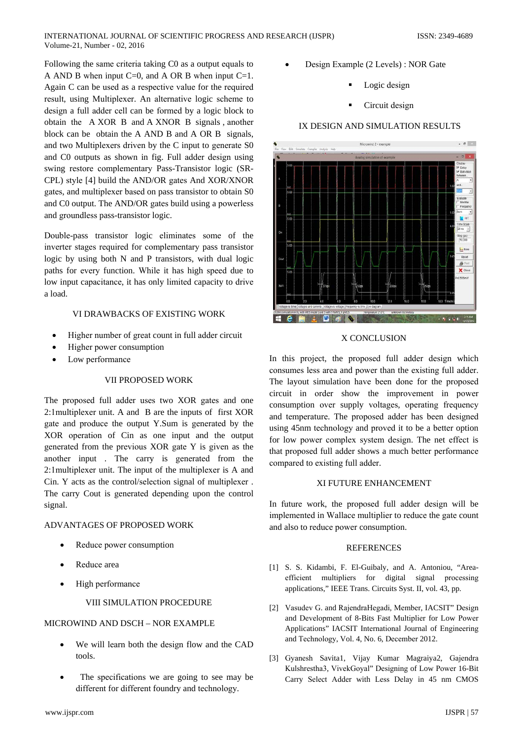Following the same criteria taking C0 as a output equals to A AND B when input C=0, and A OR B when input C=1. Again C can be used as a respective value for the required result, using Multiplexer. An alternative logic scheme to design a full adder cell can be formed by a logic block to obtain the A XOR B and A XNOR B signals, another block can be obtain the A AND B and A OR B signals, and two Multiplexers driven by the C input to generate S0 and C0 outputs as shown in fig. Full adder design using swing restore complementary Pass-Transistor logic (SR-CPL) style [4] build the AND/OR gates And XOR/XNOR gates, and multiplexer based on pass transistor to obtain S0 and C0 output. The AND/OR gates build using a powerless and groundless pass-transistor logic.

Double-pass transistor logic eliminates some of the inverter stages required for complementary pass transistor logic by using both N and P transistors, with dual logic paths for every function. While it has high speed due to low input capacitance, it has only limited capacity to drive a load.

## VI DRAWBACKS OF EXISTING WORK

- Higher number of great count in full adder circuit
- Higher power consumption
- Low performance

## VII PROPOSED WORK

The proposed full adder uses two XOR gates and one 2:1multiplexer unit. A and B are the inputs of first XOR gate and produce the output Y.Sum is generated by the XOR operation of Cin as one input and the output generated from the previous XOR gate Y is given as the another input . The carry is generated from the 2:1multiplexer unit. The input of the multiplexer is A and Cin. Y acts as the control/selection signal of multiplexer . The carry Cout is generated depending upon the control signal.

## ADVANTAGES OF PROPOSED WORK

- Reduce power consumption
- Reduce area
- High performance

## VIII SIMULATION PROCEDURE

## MICROWIND AND DSCH – NOR EXAMPLE

- We will learn both the design flow and the CAD tools.
- The specifications we are going to see may be different for different foundry and technology.
- Design Example (2 Levels) : NOR Gate
  - Logic design
  - Circuit design

## IX DESIGN AND SIMULATION RESULTS

## X CONCLUSION

In this project, the proposed full adder design which consumes less area and power than the existing full adder. The layout simulation have been done for the proposed circuit in order show the improvement in power consumption over supply voltages, operating frequency and temperature. The proposed adder has been designed using 45nm technology and proved it to be a better option for low power complex system design. The net effect is that proposed full adder shows a much better performance compared to existing full adder.

## XI FUTURE ENHANCEMENT

In future work, the proposed full adder design will be implemented in Wallace multiplier to reduce the gate count and also to reduce power consumption.

## REFERENCES

[1] S. S. Kidambi, F. El-Guibaly, and A. Antoniou, "Area-efficient multipliers for digital signal processing applications," IEEE Trans. Circuits Syst. II, vol. 43, pp.

[2] Vasudev G. and RajendraHegadi, Member, IACSIT" Design and Development of 8-Bits Fast Multiplier for Low Power Applications" IACSIT International Journal of Engineering and Technology, Vol. 4, No. 6, December 2012.

[3] Gyanesh Savita1, Vijay Kumar Magraiya2, Gajendra Kulshrestha3, VivekGoyal" Designing of Low Power 16-Bit Carry Select Adder with Less Delay in 45 nm CMOS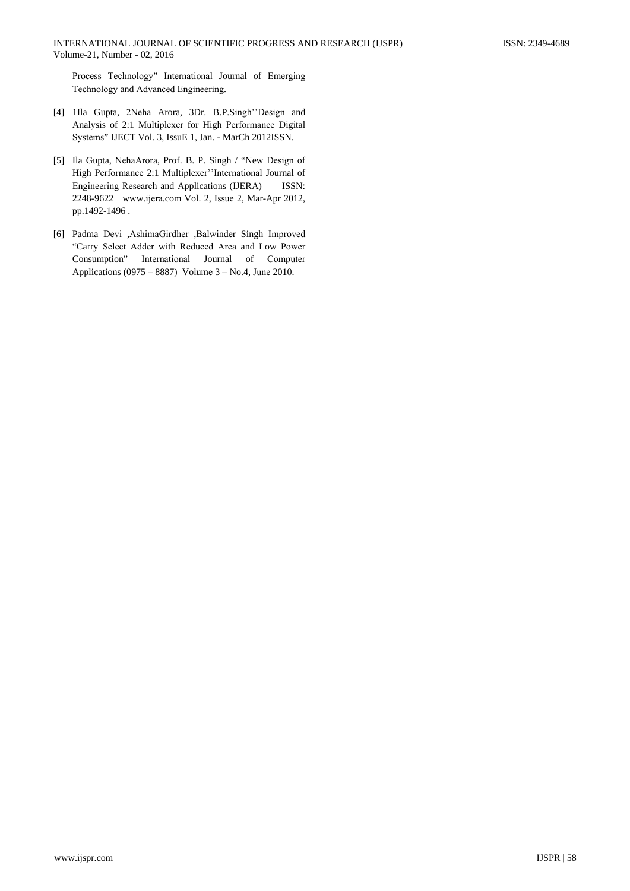Process Technology" International Journal of Emerging Technology and Advanced Engineering.

[4] 1Ila Gupta, 2Neha Arora, 3Dr. B.P.Singh''Design and Analysis of 2:1 Multiplexer for High Performance Digital Systems" IJECT Vol. 3, IssuE 1, Jan. - MarCh 2012ISSN.

[5] Ila Gupta, NehaArora, Prof. B. P. Singh / "New Design of High Performance 2:1 Multiplexer''International Journal of Engineering Research and Applications (IJERA) ISSN: 2248-9622 www.ijera.com Vol. 2, Issue 2, Mar-Apr 2012, pp.1492-1496 .

[6] Padma Devi ,AshimaGirdher ,Balwinder Singh Improved "Carry Select Adder with Reduced Area and Low Power Consumption" International Journal of Computer Applications (0975 – 8887) Volume 3 – No.4, June 2010.